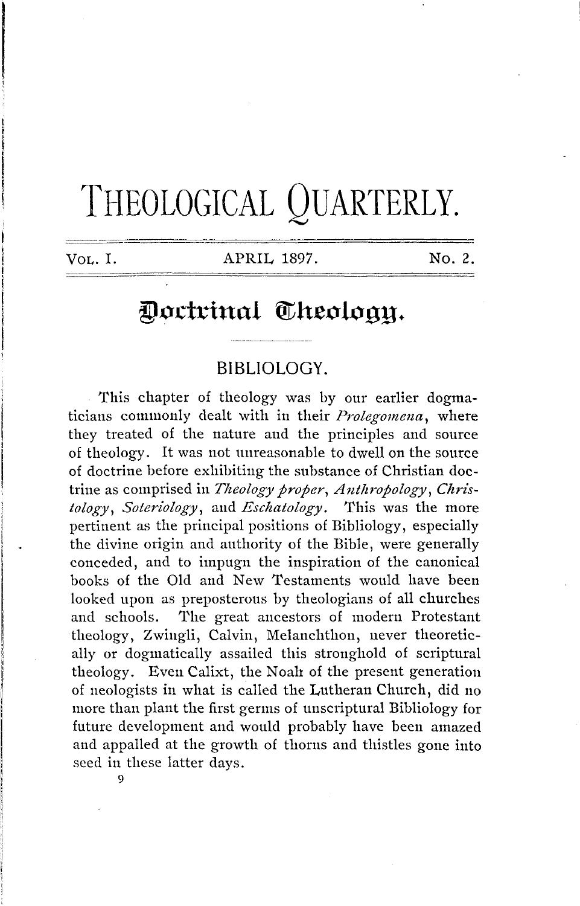# THEOLOGICAL QUARTERLY.

VOL. I. APRIL 1897. No. 2.

## Doctrinal Theology.

### BIBLIOLOGY.

This chapter of theology was by our earlier dogmaticians commonly dealt with in their *Prolegomena*, where they treated of the nature and the principles and source of theology. It was not unreasonable to dwell on the source of doctrine before exhibiting the substance of Christian doctrine as comprised in *Theology proper*, *Anthropology*, *Christology*, *Soteriology*, and *Eschatology*. This was the more pertinent as the principal positions of Bibliology, especially the divine origin and authority of the Bible, were generally conceded, and to impugn the inspiration of the canonical books of the Old and New Testaments would have been looked upon as preposterous by theologians of all churches and schools. The great ancestors of modern Protestant theology, Zwingli, Calvin, Melanchthon, never theoretically or dogmatically assailed this stronghold of scriptural theology. Even Calixt, the Noah of the present generation of neologists in what is called the Lutheran Church, did no more than plant the first germs of unscriptural Bibliology for future development and would probably have been amazed and appalled at the growth of thorns and thistles gone into seed in these latter days.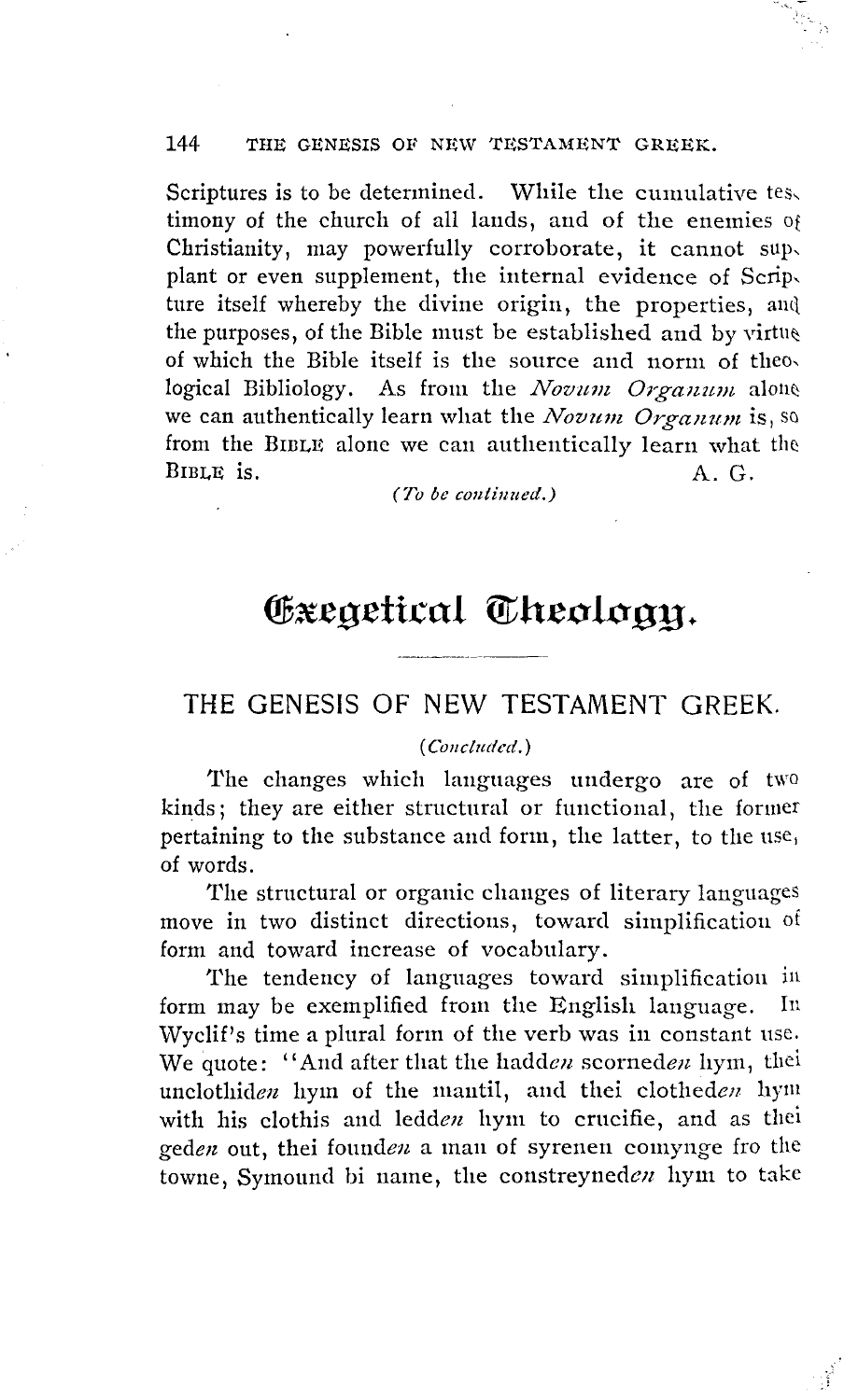Scriptures is to be determined. While the cumulative testimony of the church of all lands, and of the enemies of Christianity, may powerfully corroborate, it cannot supplant or even supplement, the internal evidence of Scripture itself whereby the divine origin, the properties, and the purposes, of the Bible must be established and by virtue of which the Bible itself is the source and norm of theological Bibliology. As from the *Novum Organum* alone we can authentically learn what the *Novum Organum* is, so from the BIBLE alone we can authentically learn what the BIBLE is.

A. G.

*(To be continued.)*

# Exegetical Theology.

## THE GENESIS OF NEW TESTAMENT GREEK.

*(Concluded.)*

The changes which languages undergo are of two kinds; they are either structural or functional, the former pertaining to the substance and form, the latter, to the use, of words.

The structural or organic changes of literary languages move in two distinct directions, toward simplification of form and toward increase of vocabulary.

The tendency of languages toward simplification in form may be exemplified from the English language. In Wyclif's time a plural form of the verb was in constant use. We quote: "And after that the hadd*en* scorned*en* hym, thei unclothid*en* hym of the mantil, and thei clothed*en* hym with his clothis and ledd*en* hym to crucifie, and as thei ged*en* out, thei found*en* a man of syrenen comynge fro the towne, Symound bi name, the constreyned*en* hym to take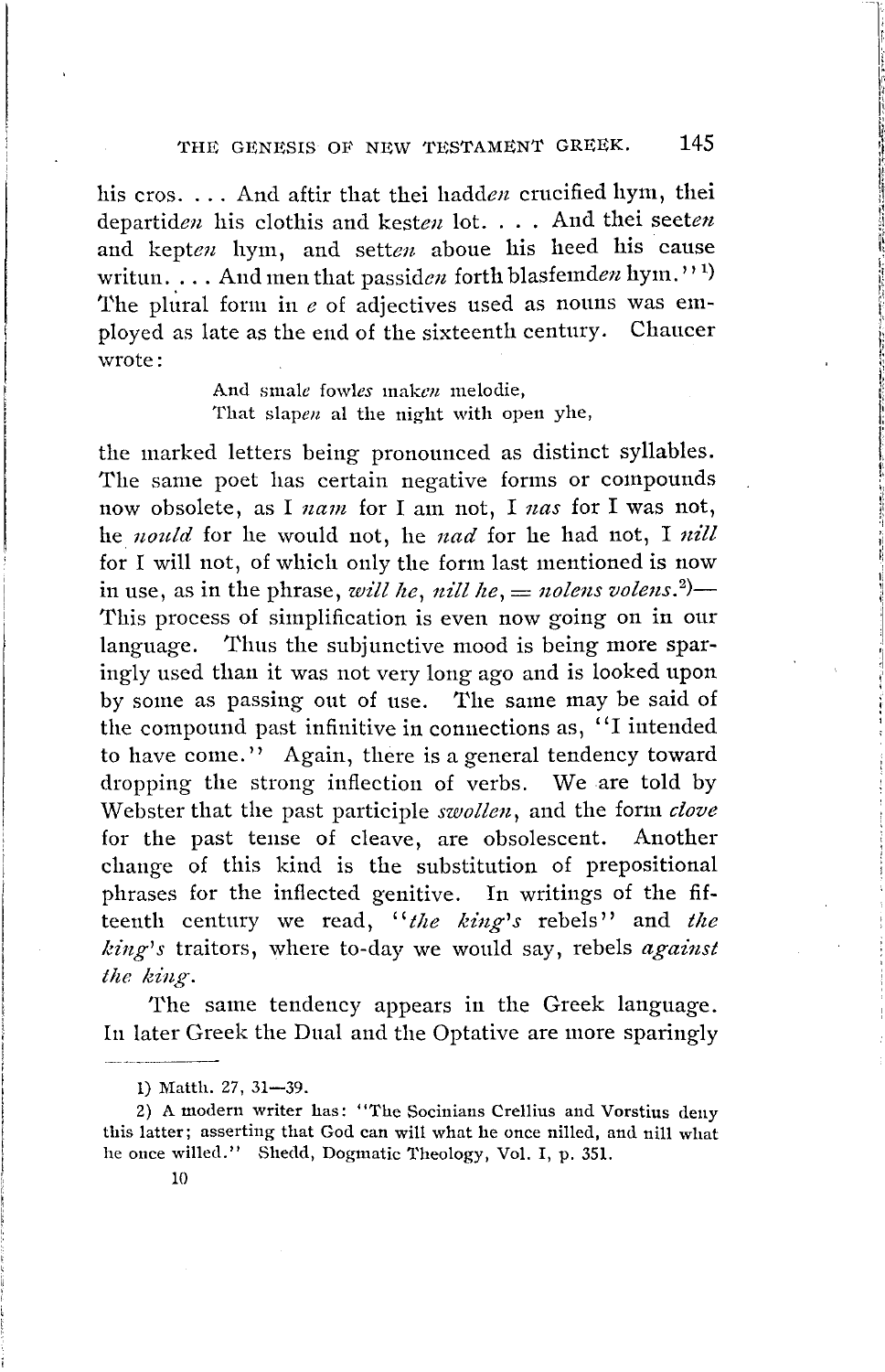his cros. . . . And aftir that thei hadd*en* crucified hym, thei departid*en* his clothis and kest*en* lot. . . . And thei seet*en* and kept*en* hym, and sett*en* aboue his heed his cause writun. . . . And men that passid*en* forth blasfemd*en* hym."[1])
The plural form in *e* of adjectives used as nouns was employed as late as the end of the sixteenth century. Chaucer wrote:

> And smal*e* fowl*es* mak*en* melodie,
> That slap*en* al the night with open yhe,

the marked letters being pronounced as distinct syllables. The same poet has certain negative forms or compounds now obsolete, as I *nam* for I am not, I *nas* for I was not, he *nould* for he would not, he *nad* for he had not, I *nill* for I will not, of which only the form last mentioned is now in use, as in the phrase, *will he*, *nill he*, = *nolens volens*.[2])—This process of simplification is even now going on in our language. Thus the subjunctive mood is being more sparingly used than it was not very long ago and is looked upon by some as passing out of use. The same may be said of the compound past infinitive in connections as, "I intended to have come." Again, there is a general tendency toward dropping the strong inflection of verbs. We are told by Webster that the past participle *swollen*, and the form *clove* for the past tense of cleave, are obsolescent. Another change of this kind is the substitution of prepositional phrases for the inflected genitive. In writings of the fifteenth century we read, "*the king's* rebels" and *the king's* traitors, where to-day we would say, rebels *against the king*.

The same tendency appears in the Greek language. In later Greek the Dual and the Optative are more sparingly

---

1) Matth. 27, 31—39.

2) A modern writer has: "The Socinians Crellius and Vorstius deny this latter; asserting that God can will what he once nilled, and nill what he once willed." Shedd, Dogmatic Theology, Vol. I, p. 351.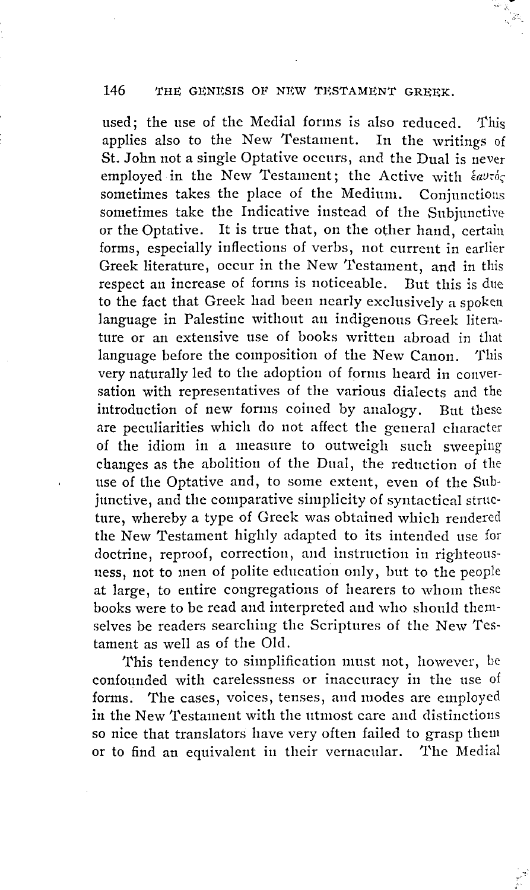used; the use of the Medial forms is also reduced. This applies also to the New Testament. In the writings of St. John not a single Optative occurs, and the Dual is never employed in the New Testament; the Active with ἑαυτός sometimes takes the place of the Medium. Conjunctions sometimes take the Indicative instead of the Subjunctive or the Optative. It is true that, on the other hand, certain forms, especially inflections of verbs, not current in earlier Greek literature, occur in the New Testament, and in this respect an increase of forms is noticeable. But this is due to the fact that Greek had been nearly exclusively a spoken language in Palestine without an indigenous Greek literature or an extensive use of books written abroad in that language before the composition of the New Canon. This very naturally led to the adoption of forms heard in conversation with representatives of the various dialects and the introduction of new forms coined by analogy. But these are peculiarities which do not affect the general character of the idiom in a measure to outweigh such sweeping changes as the abolition of the Dual, the reduction of the use of the Optative and, to some extent, even of the Subjunctive, and the comparative simplicity of syntactical structure, whereby a type of Greek was obtained which rendered the New Testament highly adapted to its intended use for doctrine, reproof, correction, and instruction in righteousness, not to men of polite education only, but to the people at large, to entire congregations of hearers to whom these books were to be read and interpreted and who should themselves be readers searching the Scriptures of the New Testament as well as of the Old.

This tendency to simplification must not, however, be confounded with carelessness or inaccuracy in the use of forms. The cases, voices, tenses, and modes are employed in the New Testament with the utmost care and distinctions so nice that translators have very often failed to grasp them or to find an equivalent in their vernacular. The Medial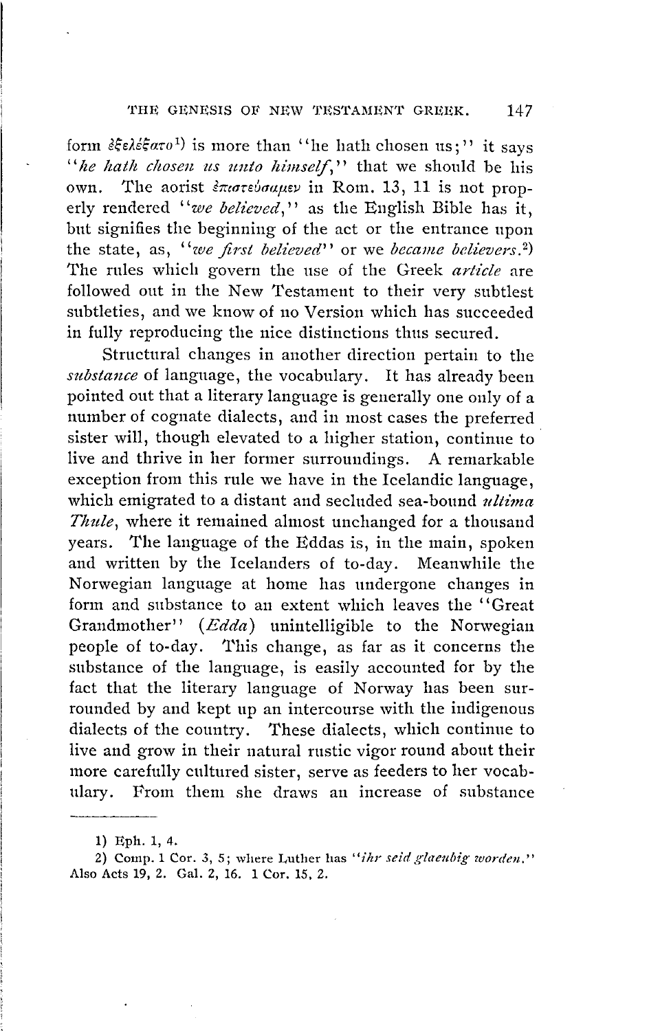form ἐξελέξατο[1]) is more than "he hath chosen us;" it says "*he hath chosen us unto himself*," that we should be his own. The aorist ἐπιστεύσαμεν in Rom. 13, 11 is not properly rendered "*we believed*," as the English Bible has it, but signifies the beginning of the act or the entrance upon the state, as, "*we first believed*" or we *became believers*.[2]) The rules which govern the use of the Greek *article* are followed out in the New Testament to their very subtlest subtleties, and we know of no Version which has succeeded in fully reproducing the nice distinctions thus secured.

Structural changes in another direction pertain to the *substance* of language, the vocabulary. It has already been pointed out that a literary language is generally one only of a number of cognate dialects, and in most cases the preferred sister will, though elevated to a higher station, continue to live and thrive in her former surroundings. A remarkable exception from this rule we have in the Icelandic language, which emigrated to a distant and secluded sea-bound *ultima Thule*, where it remained almost unchanged for a thousand years. The language of the Eddas is, in the main, spoken and written by the Icelanders of to-day. Meanwhile the Norwegian language at home has undergone changes in form and substance to an extent which leaves the "Great Grandmother" (*Edda*) unintelligible to the Norwegian people of to-day. This change, as far as it concerns the substance of the language, is easily accounted for by the fact that the literary language of Norway has been surrounded by and kept up an intercourse with the indigenous dialects of the country. These dialects, which continue to live and grow in their natural rustic vigor round about their more carefully cultured sister, serve as feeders to her vocabulary. From them she draws an increase of substance

---

1) Eph. 1, 4.

2) Comp. 1 Cor. 3, 5; where Luther has "*ihr seid glaeubig worden.*" Also Acts 19, 2. Gal. 2, 16. 1 Cor. 15, 2.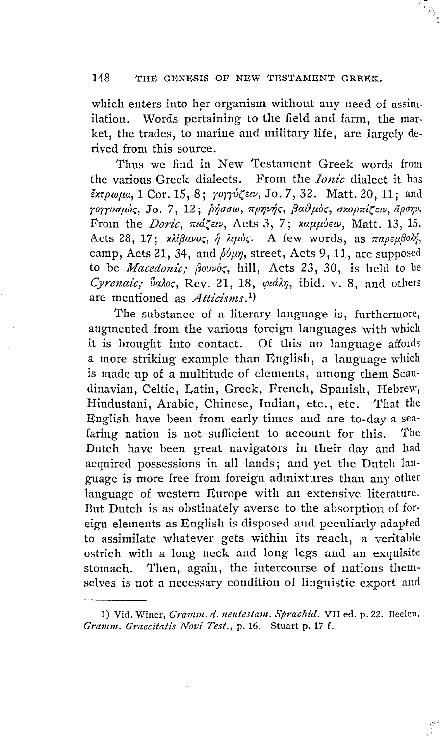which enters into her organism without any need of assimilation. Words pertaining to the field and farm, the market, the trades, to marine and military life, are largely derived from this source.

Thus we find in New Testament Greek words from the various Greek dialects. From the *Ionic* dialect it has ἔκτρωμα, 1 Cor. 15, 8; γογγύζειν, Jo. 7, 32. Matt. 20, 11; and γογγυσμός, Jo. 7, 12; ῥήσσω, πρηνής, βαθμός, σκορπίζειν, ἄρσην. From the *Doric*, πιάζειν, Acts 3, 7; καμμύειν, Matt. 13, 15. Acts 28, 17; κλίβανος, ἡ λιμός. A few words, as παρεμβολή, camp, Acts 21, 34, and ῥύμη, street, Acts 9, 11, are supposed to be *Macedonic;* βουνός, hill, Acts 23, 30, is held to be *Cyrenaic;* ὕαλος, Rev. 21, 18, φιάλη, ibid. v. 8, and others are mentioned as *Atticisms.*[1])

The substance of a literary language is, furthermore, augmented from the various foreign languages with which it is brought into contact. Of this no language affords a more striking example than English, a language which is made up of a multitude of elements, among them Scandinavian, Celtic, Latin, Greek, French, Spanish, Hebrew, Hindustani, Arabic, Chinese, Indian, etc., etc. That the English have been from early times and are to-day a seafaring nation is not sufficient to account for this. The Dutch have been great navigators in their day and had acquired possessions in all lands; and yet the Dutch language is more free from foreign admixtures than any other language of western Europe with an extensive literature. But Dutch is as obstinately averse to the absorption of foreign elements as English is disposed and peculiarly adapted to assimilate whatever gets within its reach, a veritable ostrich with a long neck and long legs and an exquisite stomach. Then, again, the intercourse of nations themselves is not a necessary condition of linguistic export and

---

1) Vid. Winer, *Gramm. d. neutestam. Sprachid.* VII ed. p. 22. Beelen, *Gramm. Graecitatis Novi Test.*, p. 16. Stuart p. 17 f.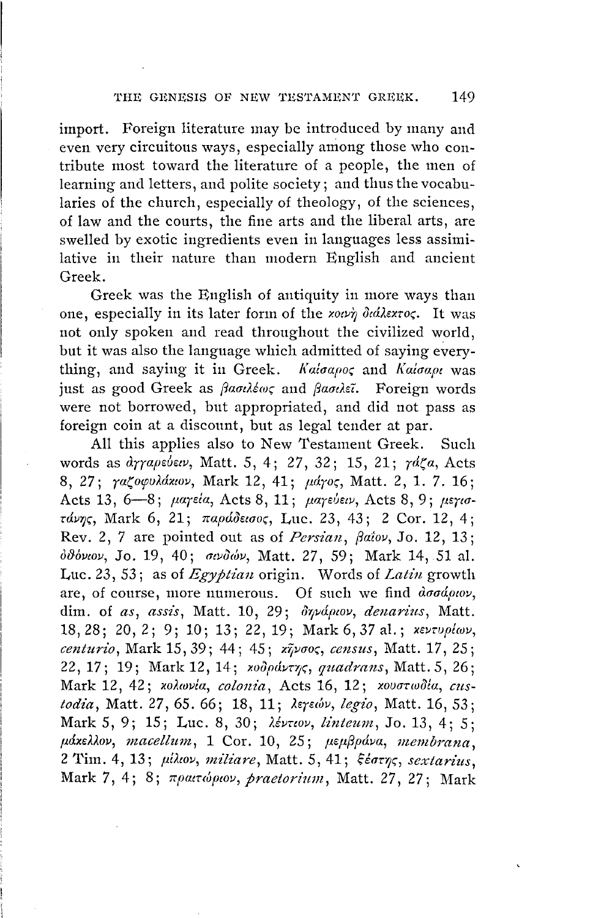import. Foreign literature may be introduced by many and even very circuitous ways, especially among those who contribute most toward the literature of a people, the men of learning and letters, and polite society; and thus the vocabularies of the church, especially of theology, of the sciences, of law and the courts, the fine arts and the liberal arts, are swelled by exotic ingredients even in languages less assimilative in their nature than modern English and ancient Greek.

Greek was the English of antiquity in more ways than one, especially in its later form of the *κοινὴ διάλεκτος*. It was not only spoken and read throughout the civilized world, but it was also the language which admitted of saying everything, and saying it in Greek. *Καίσαρος* and *Καίσαρι* was just as good Greek as *βασιλέως* and *βασιλεῖ*. Foreign words were not borrowed, but appropriated, and did not pass as foreign coin at a discount, but as legal tender at par.

All this applies also to New Testament Greek. Such words as *ἀγγαρεύειν*, Matt. 5, 4; 27, 32; 15, 21; *γάζα*, Acts 8, 27; *γαζοφυλάκιον*, Mark 12, 41; *μάγος*, Matt. 2, 1. 7. 16; Acts 13, 6—8; *μαγεία*, Acts 8, 11; *μαγεύειν*, Acts 8, 9; *μεγιστάνης*, Mark 6, 21; *παράδεισος*, Luc. 23, 43; 2 Cor. 12, 4; Rev. 2, 7 are pointed out as of *Persian*, *βαΐον*, Jo. 12, 13; *ὀθόνιον*, Jo. 19, 40; *σινδών*, Matt. 27, 59; Mark 14, 51 al. Luc. 23, 53; as of *Egyptian* origin. Words of *Latin* growth are, of course, more numerous. Of such we find *ἀσσάριον*, dim. of *as*, *assis*, Matt. 10, 29; *δηνάριον*, *denarius*, Matt. 18, 28; 20, 2; 9; 10; 13; 22, 19; Mark 6, 37 al.; *κεντυρίων*, *centurio*, Mark 15, 39; 44; 45; *κῆνσος*, *census*, Matt. 17, 25; 22, 17; 19; Mark 12, 14; *κοδράντης*, *quadrans*, Matt. 5, 26; Mark 12, 42; *κολωνία*, *colonia*, Acts 16, 12; *κουστωδία*, *custodia*, Matt. 27, 65. 66; 18, 11; *λεγεών*, *legio*, Matt. 16, 53; Mark 5, 9; 15; Luc. 8, 30; *λέντιον*, *linteum*, Jo. 13, 4; 5; *μάκελλον*, *macellum*, 1 Cor. 10, 25; *μεμβράνα*, *membrana*, 2 Tim. 4, 13; *μίλιον*, *miliare*, Matt. 5, 41; *ξέστης*, *sextarius*, Mark 7, 4; 8; *πραιτώριον*, *praetorium*, Matt. 27, 27; Mark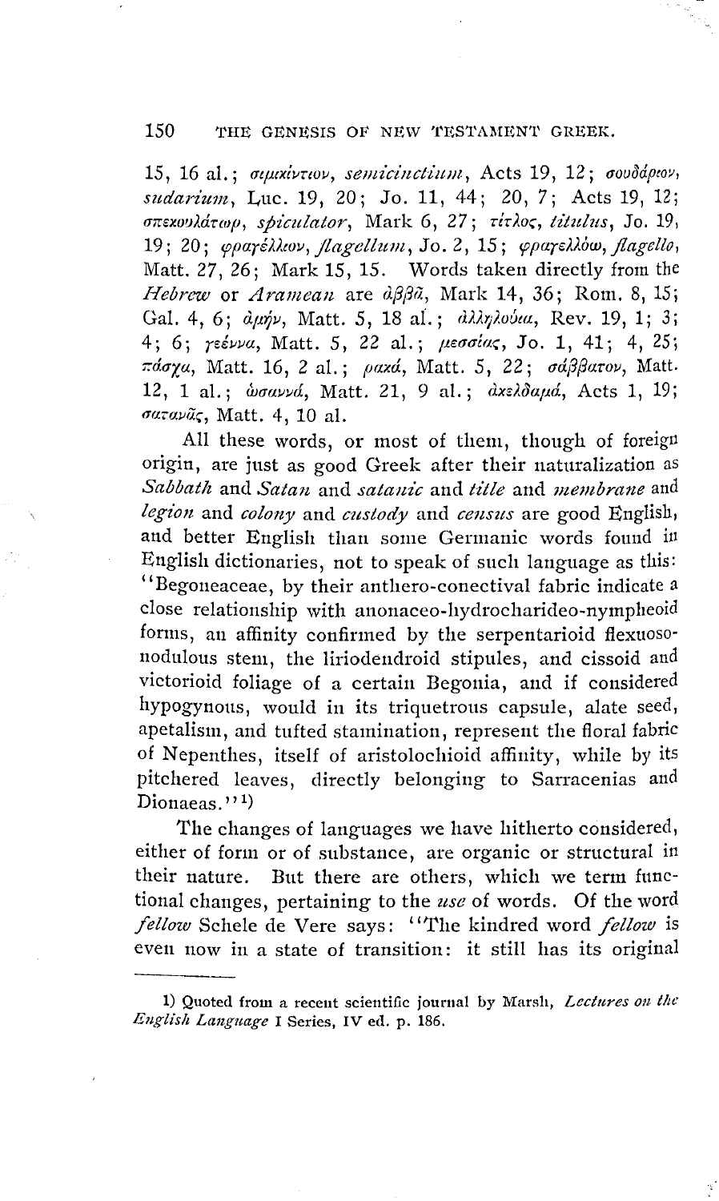15, 16 al.; σιμικίνθιον, *semicinctium*, Acts 19, 12; σουδάριον, *sudarium*, Luc. 19, 20; Jo. 11, 44; 20, 7; Acts 19, 12; σπεκουλάτωρ, *spiculator*, Mark 6, 27; τίτλος, *titulus*, Jo. 19, 19; 20; φραγέλλιον, *flagellum*, Jo. 2, 15; φραγελλόω, *flagello*, Matt. 27, 26; Mark 15, 15. Words taken directly from the *Hebrew* or *Aramean* are ἀββᾶ, Mark 14, 36; Rom. 8, 15; Gal. 4, 6; ἀμήν, Matt. 5, 18 al.; ἀλληλούϊα, Rev. 19, 1; 3; 4; 6; γέεννα, Matt. 5, 22 al.; μεσσίας, Jo. 1, 41; 4, 25; πάσχα, Matt. 16, 2 al.; ῥακά, Matt. 5, 22; σάββατον, Matt. 12, 1 al.; ὡσαννά, Matt. 21, 9 al.; ἀκελδαμά, Acts 1, 19; σατανᾶς, Matt. 4, 10 al.

All these words, or most of them, though of foreign origin, are just as good Greek after their naturalization as *Sabbath* and *Satan* and *satanic* and *title* and *membrane* and *legion* and *colony* and *custody* and *census* are good English, and better English than some Germanic words found in English dictionaries, not to speak of such language as this: "Begoneaceae, by their anthero-conectival fabric indicate a close relationship with anonaceo-hydrocharideo-nympheoid forms, an affinity confirmed by the serpentarioid flexuoso-nodulous stem, the liriodendroid stipules, and cissoid and victorioid foliage of a certain Begonia, and if considered hypogynous, would in its triquetrous capsule, alate seed, apetalism, and tufted stamination, represent the floral fabric of Nepenthes, itself of aristolochioid affinity, while by its pitchered leaves, directly belonging to Sarracenias and Dionaeas."[1])

The changes of languages we have hitherto considered, either of form or of substance, are organic or structural in their nature. But there are others, which we term functional changes, pertaining to the *use* of words. Of the word *fellow* Schele de Vere says: "The kindred word *fellow* is even now in a state of transition: it still has its original

---

1) Quoted from a recent scientific journal by Marsh, *Lectures on the English Language* I Series, IV ed. p. 186.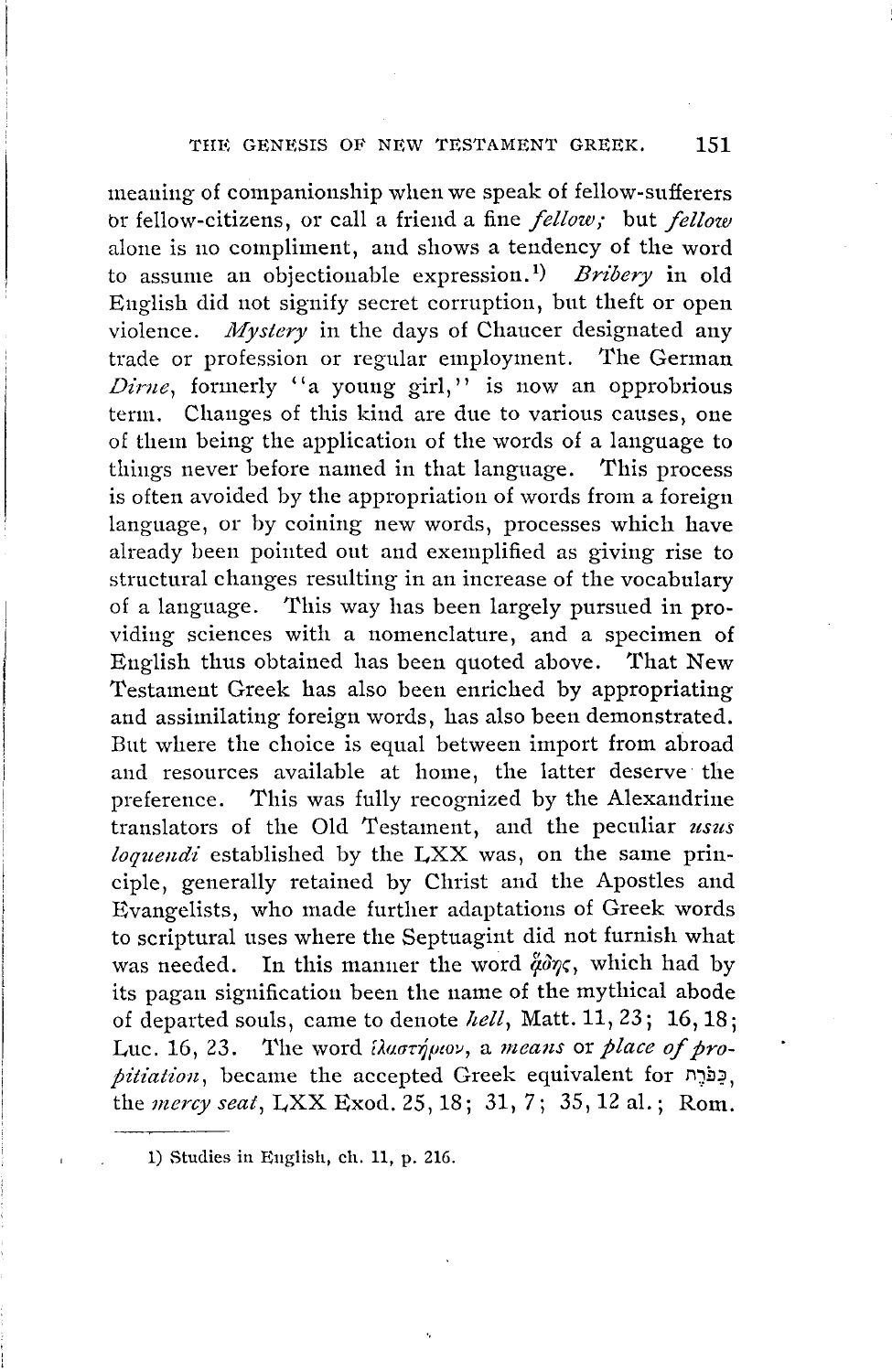meaning of companionship when we speak of fellow-sufferers or fellow-citizens, or call a friend a fine *fellow;* but *fellow* alone is no compliment, and shows a tendency of the word to assume an objectionable expression.[1] *Bribery* in old English did not signify secret corruption, but theft or open violence. *Mystery* in the days of Chaucer designated any trade or profession or regular employment. The German *Dirne*, formerly "a young girl," is now an opprobrious term. Changes of this kind are due to various causes, one of them being the application of the words of a language to things never before named in that language. This process is often avoided by the appropriation of words from a foreign language, or by coining new words, processes which have already been pointed out and exemplified as giving rise to structural changes resulting in an increase of the vocabulary of a language. This way has been largely pursued in providing sciences with a nomenclature, and a specimen of English thus obtained has been quoted above. That New Testament Greek has also been enriched by appropriating and assimilating foreign words, has also been demonstrated. But where the choice is equal between import from abroad and resources available at home, the latter deserve the preference. This was fully recognized by the Alexandrine translators of the Old Testament, and the peculiar *usus loquendi* established by the LXX was, on the same principle, generally retained by Christ and the Apostles and Evangelists, who made further adaptations of Greek words to scriptural uses where the Septuagint did not furnish what was needed. In this manner the word ᾅδης, which had by its pagan signification been the name of the mythical abode of departed souls, came to denote *hell*, Matt. 11, 23; 16, 18; Luc. 16, 23. The word ἱλαστήριον, a *means* or *place of propitiation*, became the accepted Greek equivalent for כַּפֹּרֶת, the *mercy seat*, LXX Exod. 25, 18; 31, 7; 35, 12 al.; Rom.

---

1) Studies in English, ch. 11, p. 216.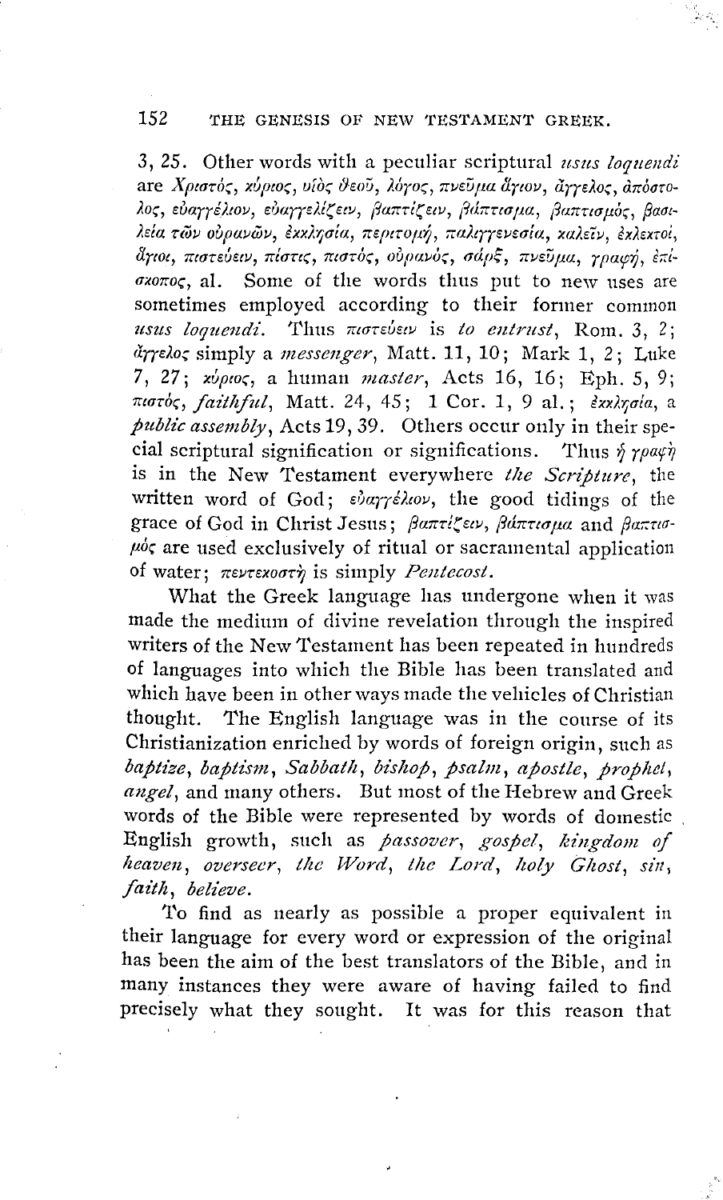3, 25. Other words with a peculiar scriptural *usus loquendi* are Χριστός, κύριος, υἱὸς θεοῦ, λόγος, πνεῦμα ἅγιον, ἄγγελος, ἀπόστολος, εὐαγγέλιον, εὐαγγελίζειν, βαπτίζειν, βάπτισμα, βαπτισμός, βασιλεία τῶν οὐρανῶν, ἐκκλησία, περιτομή, παλιγγενεσία, καλεῖν, ἐκλεκτοί, ἅγιοι, πιστεύειν, πίστις, πιστός, οὐρανός, σάρξ, πνεῦμα, γραφή, ἐπίσκοπος, al. Some of the words thus put to new uses are sometimes employed according to their former common *usus loquendi*. Thus πιστεύειν is *to entrust*, Rom. 3, 2; ἄγγελος simply a *messenger*, Matt. 11, 10; Mark 1, 2; Luke 7, 27; κύριος, a human *master*, Acts 16, 16; Eph. 5, 9; πιστός, *faithful*, Matt. 24, 45; 1 Cor. 1, 9 al.; ἐκκλησία, a *public assembly*, Acts 19, 39. Others occur only in their special scriptural signification or significations. Thus ἡ γραφή is in the New Testament everywhere *the Scripture*, the written word of God; εὐαγγέλιον, the good tidings of the grace of God in Christ Jesus; βαπτίζειν, βάπτισμα and βαπτισμός are used exclusively of ritual or sacramental application of water; πεντεκοστή is simply *Pentecost*.

What the Greek language has undergone when it was made the medium of divine revelation through the inspired writers of the New Testament has been repeated in hundreds of languages into which the Bible has been translated and which have been in other ways made the vehicles of Christian thought. The English language was in the course of its Christianization enriched by words of foreign origin, such as *baptize*, *baptism*, *Sabbath*, *bishop*, *psalm*, *apostle*, *prophet*, *angel*, and many others. But most of the Hebrew and Greek words of the Bible were represented by words of domestic English growth, such as *passover*, *gospel*, *kingdom of heaven*, *overseer*, *the Word*, *the Lord*, *holy Ghost*, *sin*, *faith*, *believe*.

To find as nearly as possible a proper equivalent in their language for every word or expression of the original has been the aim of the best translators of the Bible, and in many instances they were aware of having failed to find precisely what they sought. It was for this reason that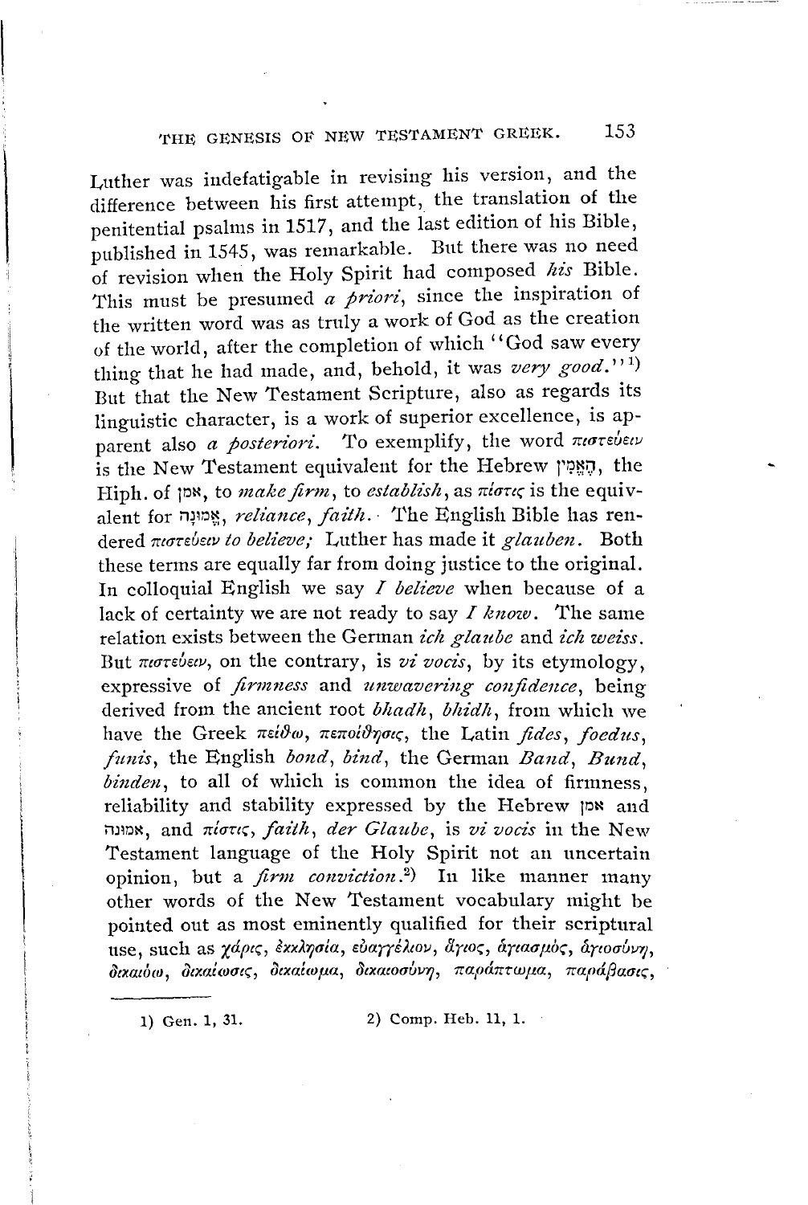Luther was indefatigable in revising his version, and the difference between his first attempt, the translation of the penitential psalms in 1517, and the last edition of his Bible, published in 1545, was remarkable. But there was no need of revision when the Holy Spirit had composed *his* Bible. This must be presumed *a priori*, since the inspiration of the written word was as truly a work of God as the creation of the world, after the completion of which "God saw every thing that he had made, and, behold, it was *very good*."[1]) But that the New Testament Scripture, also as regards its linguistic character, is a work of superior excellence, is apparent also *a posteriori*. To exemplify, the word πιστεύειν is the New Testament equivalent for the Hebrew הֶאֱמִין, the Hiph. of אמן, to *make firm*, to *establish*, as πίστις is the equivalent for אֱמוּנָה, *reliance*, *faith*. The English Bible has rendered πιστεύειν *to believe;* Luther has made it *glauben*. Both these terms are equally far from doing justice to the original. In colloquial English we say *I believe* when because of a lack of certainty we are not ready to say *I know*. The same relation exists between the German *ich glaube* and *ich weiss*. But πιστεύειν, on the contrary, is *vi vocis*, by its etymology, expressive of *firmness* and *unwavering confidence*, being derived from the ancient root *bhadh*, *bhidh*, from which we have the Greek πείθω, πεποίθησις, the Latin *fides*, *foedus*, *funis*, the English *bond*, *bind*, the German *Band*, *Bund*, *binden*, to all of which is common the idea of firmness, reliability and stability expressed by the Hebrew אמן and אמונה, and πίστις, *faith*, *der Glaube*, is *vi vocis* in the New Testament language of the Holy Spirit not an uncertain opinion, but a *firm conviction*.[2]) In like manner many other words of the New Testament vocabulary might be pointed out as most eminently qualified for their scriptural use, such as χάρις, ἐκκλησία, εὐαγγέλιον, ἅγιος, ἁγιασμός, ἁγιοσύνη, δικαιόω, δικαίωσις, δικαίωμα, δικαιοσύνη, παράπτωμα, παράβασις,

---

1) Gen. 1, 31.    2) Comp. Heb. 11, 1.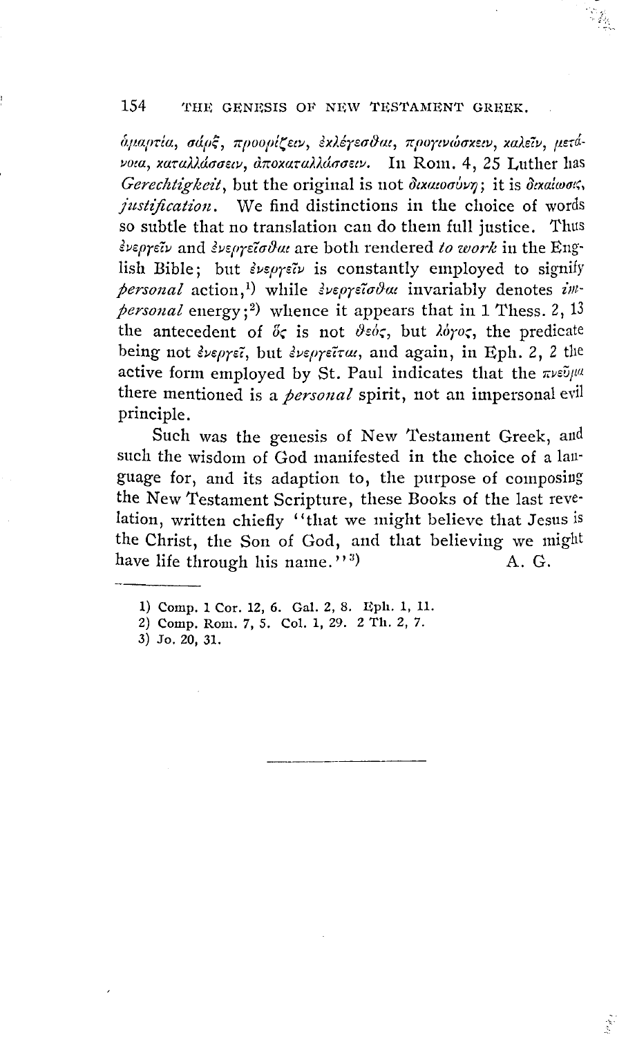ἁμαρτία, σάρξ, προορίζειν, ἐκλέγεσθαι, προγινώσκειν, καλεῖν, μετάνοια, καταλλάσσειν, ἀποκαταλλάσσειν. In Rom. 4, 25 Luther has *Gerechtigkeit*, but the original is not δικαιοσύνη; it is δικαίωσις, *justification*. We find distinctions in the choice of words so subtle that no translation can do them full justice. Thus ἐνεργεῖν and ἐνεργεῖσθαι are both rendered *to work* in the English Bible; but ἐνεργεῖν is constantly employed to signify *personal* action,[1] while ἐνεργεῖσθαι invariably denotes *impersonal* energy;[2] whence it appears that in 1 Thess. 2, 13 the antecedent of ὅς is not θεός, but λόγος, the predicate being not ἐνεργεῖ, but ἐνεργεῖται, and again, in Eph. 2, 2 the active form employed by St. Paul indicates that the πνεῦμα there mentioned is a *personal* spirit, not an impersonal evil principle.

Such was the genesis of New Testament Greek, and such the wisdom of God manifested in the choice of a language for, and its adaption to, the purpose of composing the New Testament Scripture, these Books of the last revelation, written chiefly "that we might believe that Jesus is the Christ, the Son of God, and that believing we might have life through his name."[3] A. G.

---

1) Comp. 1 Cor. 12, 6. Gal. 2, 8. Eph. 1, 11.

2) Comp. Rom. 7, 5. Col. 1, 29. 2 Th. 2, 7.

3) Jo. 20, 31.